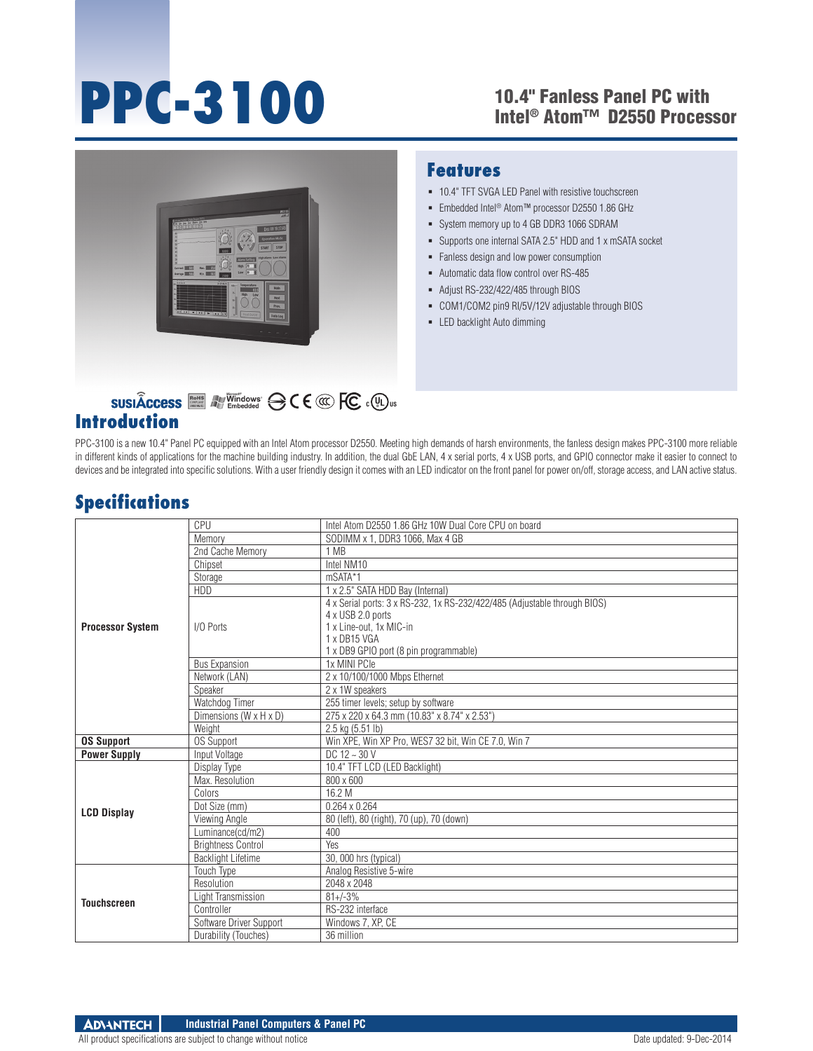# PPC-3100

## 10.4" Fanless Panel PC with Intel® Atom™ D2550 Processor

## Features

- 10.4" TFT SVGA LED Panel with resistive touchscreen
- Embedded Intel® Atom™ processor D2550 1.86 GHz
- System memory up to 4 GB DDR3 1066 SDRAM
- Supports one internal SATA 2.5" HDD and 1 x mSATA socket
- Fanless design and low power consumption
- Automatic data flow control over RS-485
- Adjust RS-232/422/485 through BIOS
- COM1/COM2 pin9 RI/5V/12V adjustable through BIOS
- LED backlight Auto dimming

## Introduction

PPC-3100 is a new 10.4" Panel PC equipped with an Intel Atom processor D2550. Meeting high demands of harsh environments, the fanless design makes PPC-3100 more reliable in different kinds of applications for the machine building industry. In addition, the dual GbE LAN, 4 x serial ports, 4 x USB ports, and GPIO connector make it easier to connect to devices and be integrated into specific solutions. With a user friendly design it comes with an LED indicator on the front panel for power on/off, storage access, and LAN active status.

## Specifications

| | | |
|---|---|---|
| **Processor System** | CPU | Intel Atom D2550 1.86 GHz 10W Dual Core CPU on board |
| | Memory | SODIMM x 1, DDR3 1066, Max 4 GB |
| | 2nd Cache Memory | 1 MB |
| | Chipset | Intel NM10 |
| | Storage | mSATA*1 |
| | HDD | 1 x 2.5" SATA HDD Bay (Internal) |
| | I/O Ports | 4 x Serial ports: 3 x RS-232, 1x RS-232/422/485 (Adjustable through BIOS)<br>4 x USB 2.0 ports<br>1 x Line-out, 1x MIC-in<br>1 x DB15 VGA<br>1 x DB9 GPIO port (8 pin programmable) |
| | Bus Expansion | 1x MINI PCIe |
| | Network (LAN) | 2 x 10/100/1000 Mbps Ethernet |
| | Speaker | 2 x 1W speakers |
| | Watchdog Timer | 255 timer levels; setup by software |
| | Dimensions (W x H x D) | 275 x 220 x 64.3 mm (10.83" x 8.74" x 2.53") |
| | Weight | 2.5 kg (5.51 lb) |
| **OS Support** | OS Support | Win XPE, Win XP Pro, WES7 32 bit, Win CE 7.0, Win 7 |
| **Power Supply** | Input Voltage | DC 12 ~ 30 V |
| **LCD Display** | Display Type | 10.4" TFT LCD (LED Backlight) |
| | Max. Resolution | 800 x 600 |
| | Colors | 16.2 M |
| | Dot Size (mm) | 0.264 x 0.264 |
| | Viewing Angle | 80 (left), 80 (right), 70 (up), 70 (down) |
| | Luminance(cd/m2) | 400 |
| | Brightness Control | Yes |
| | Backlight Lifetime | 30, 000 hrs (typical) |
| **Touchscreen** | Touch Type | Analog Resistive 5-wire |
| | Resolution | 2048 x 2048 |
| | Light Transmission | 81+/-3% |
| | Controller | RS-232 interface |
| | Software Driver Support | Windows 7, XP, CE |
| | Durability (Touches) | 36 million |

All product specifications are subject to change without notice

Date updated: 9-Dec-2014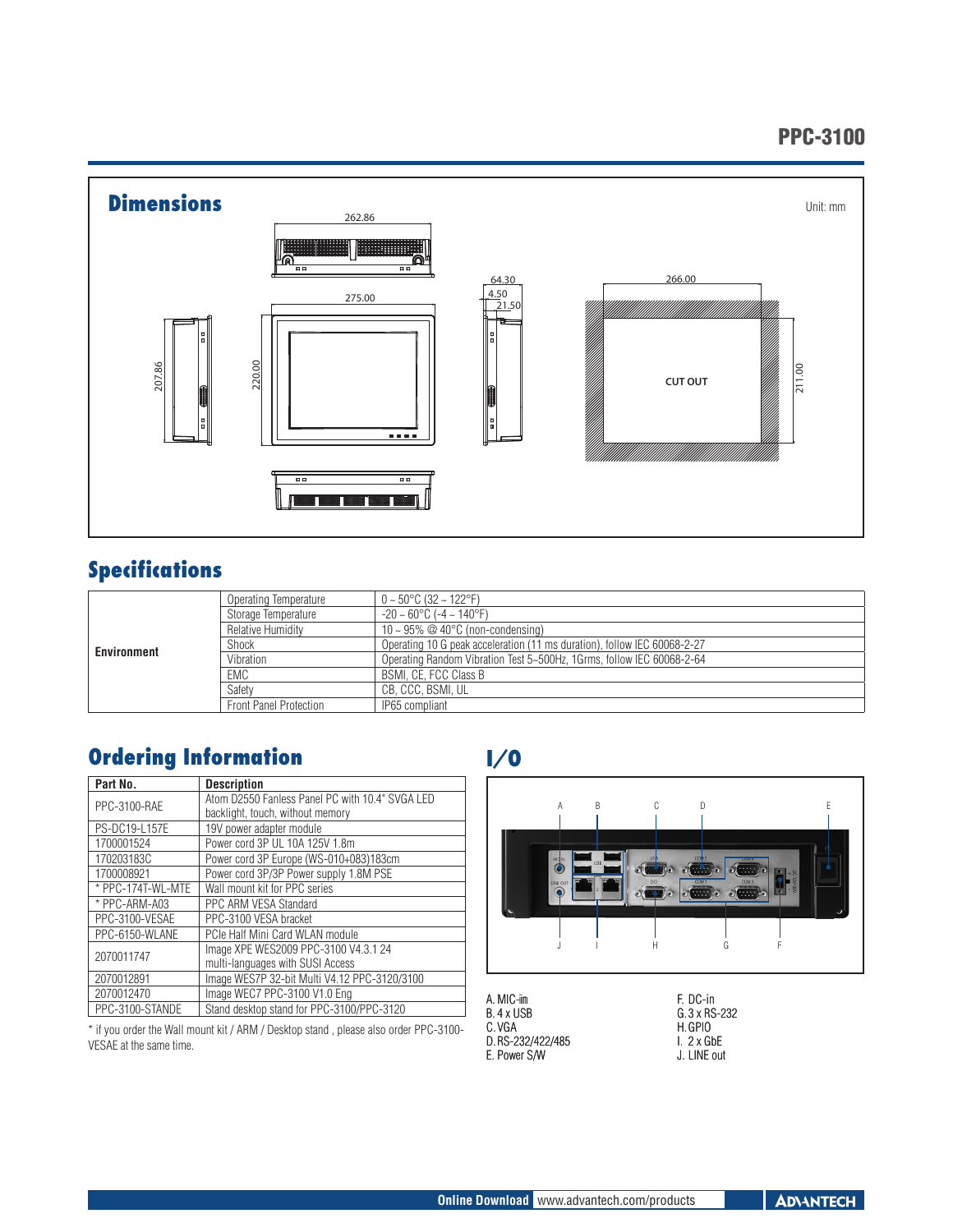## Dimensions

Unit: mm

262.86

275.00

64.30

4.50

21.50

266.00

207.86

220.00

CUT OUT

211.00

## Specifications

| | | |
|---|---|---|
| **Environment** | Operating Temperature | 0 ~ 50°C (32 ~ 122°F) |
| | Storage Temperature | -20 ~ 60°C (-4 ~ 140°F) |
| | Relative Humidity | 10 ~ 95% @ 40°C (non-condensing) |
| | Shock | Operating 10 G peak acceleration (11 ms duration), follow IEC 60068-2-27 |
| | Vibration | Operating Random Vibration Test 5~500Hz, 1Grms, follow IEC 60068-2-64 |
| | EMC | BSMI, CE, FCC Class B |
| | Safety | CB, CCC, BSMI, UL |
| | Front Panel Protection | IP65 compliant |

## Ordering Information

| Part No. | Description |
|---|---|
| PPC-3100-RAE | Atom D2550 Fanless Panel PC with 10.4" SVGA LED backlight, touch, without memory |
| PS-DC19-L157E | 19V power adapter module |
| 1700001524 | Power cord 3P UL 10A 125V 1.8m |
| 170203183C | Power cord 3P Europe (WS-010+083)183cm |
| 1700008921 | Power cord 3P/3P Power supply 1.8M PSE |
| * PPC-174T-WL-MTE | Wall mount kit for PPC series |
| * PPC-ARM-A03 | PPC ARM VESA Standard |
| PPC-3100-VESAE | PPC-3100 VESA bracket |
| PPC-6150-WLANE | PCIe Half Mini Card WLAN module |
| 2070011747 | Image XPE WES2009 PPC-3100 V4.3.1 24 multi-languages with SUSI Access |
| 2070012891 | Image WES7P 32-bit Multi V4.12 PPC-3120/3100 |
| 2070012470 | Image WEC7 PPC-3100 V1.0 Eng |
| PPC-3100-STANDE | Stand desktop stand for PPC-3100/PPC-3120 |

* if you order the Wall mount kit / ARM / Desktop stand , please also order PPC-3100-VESAE at the same time.

## I/O

A B C D E

J I H G F

A. MIC-in
B. 4 x USB
C. VGA
D. RS-232/422/485
E. Power S/W
F. DC-in
G. 3 x RS-232
H. GPIO
I. 2 x GbE
J. LINE out